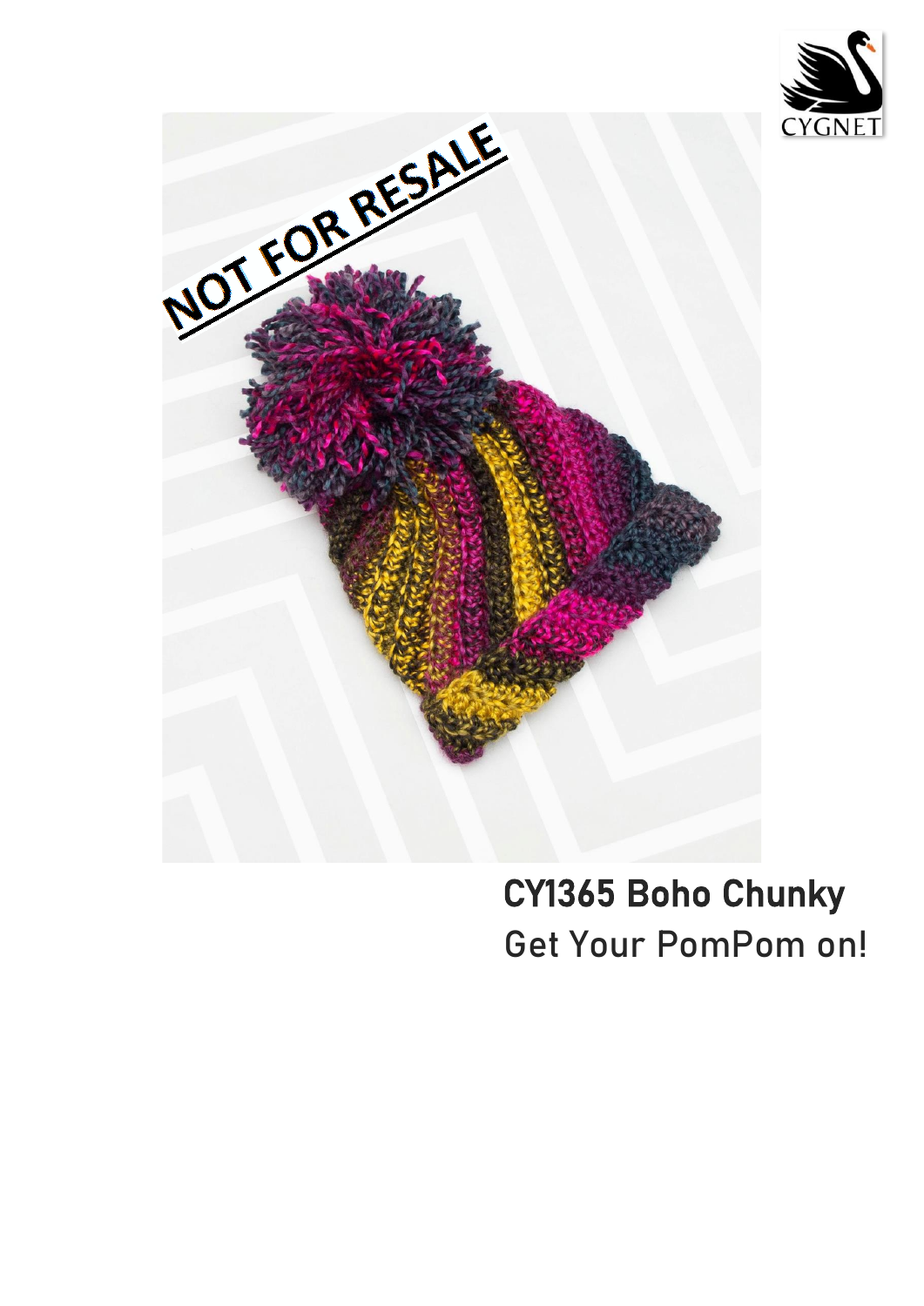NOT FOR RESALE

CYGNET

# CY1365 Boho Chunky

Get Your PomPom on!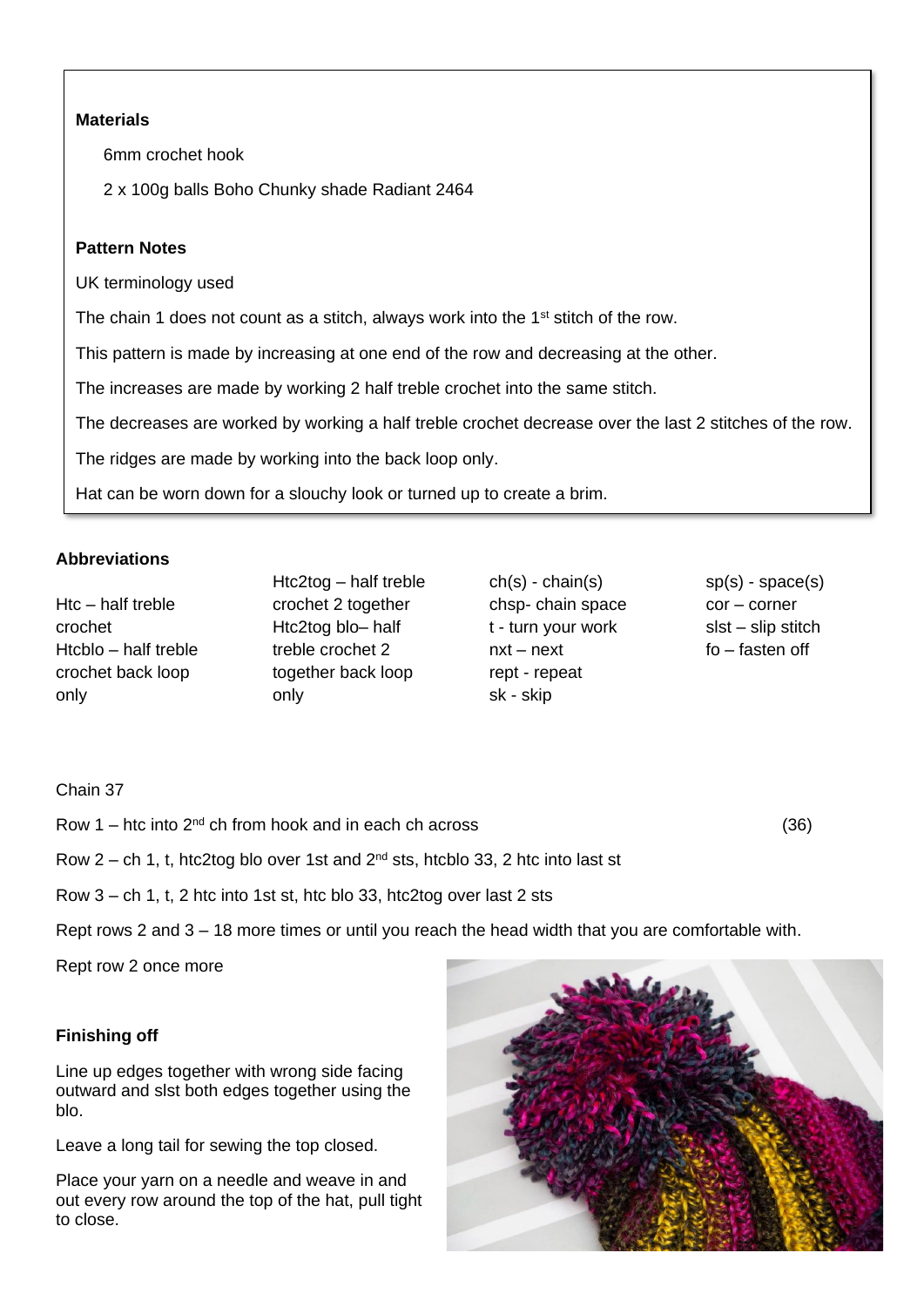**Materials**

6mm crochet hook

2 x 100g balls Boho Chunky shade Radiant 2464

**Pattern Notes**

UK terminology used

The chain 1 does not count as a stitch, always work into the 1st stitch of the row.

This pattern is made by increasing at one end of the row and decreasing at the other.

The increases are made by working 2 half treble crochet into the same stitch.

The decreases are worked by working a half treble crochet decrease over the last 2 stitches of the row.

The ridges are made by working into the back loop only.

Hat can be worn down for a slouchy look or turned up to create a brim.

**Abbreviations**

| | | | |
|---|---|---|---|
| Htc – half treble crochet | Htc2tog – half treble crochet 2 together | ch(s) - chain(s) | sp(s) - space(s) |
| Htcblo – half treble crochet back loop only | Htc2tog blo– half treble crochet 2 together back loop only | chsp- chain space | cor – corner |
| | | t - turn your work | slst – slip stitch |
| | | nxt – next | fo – fasten off |
| | | rept - repeat | |
| | | sk - skip | |

Chain 37

Row 1 – htc into 2nd ch from hook and in each ch across (36)

Row 2 – ch 1, t, htc2tog blo over 1st and 2nd sts, htcblo 33, 2 htc into last st

Row 3 – ch 1, t, 2 htc into 1st st, htc blo 33, htc2tog over last 2 sts

Rept rows 2 and 3 – 18 more times or until you reach the head width that you are comfortable with.

Rept row 2 once more

**Finishing off**

Line up edges together with wrong side facing outward and slst both edges together using the blo.

Leave a long tail for sewing the top closed.

Place your yarn on a needle and weave in and out every row around the top of the hat, pull tight to close.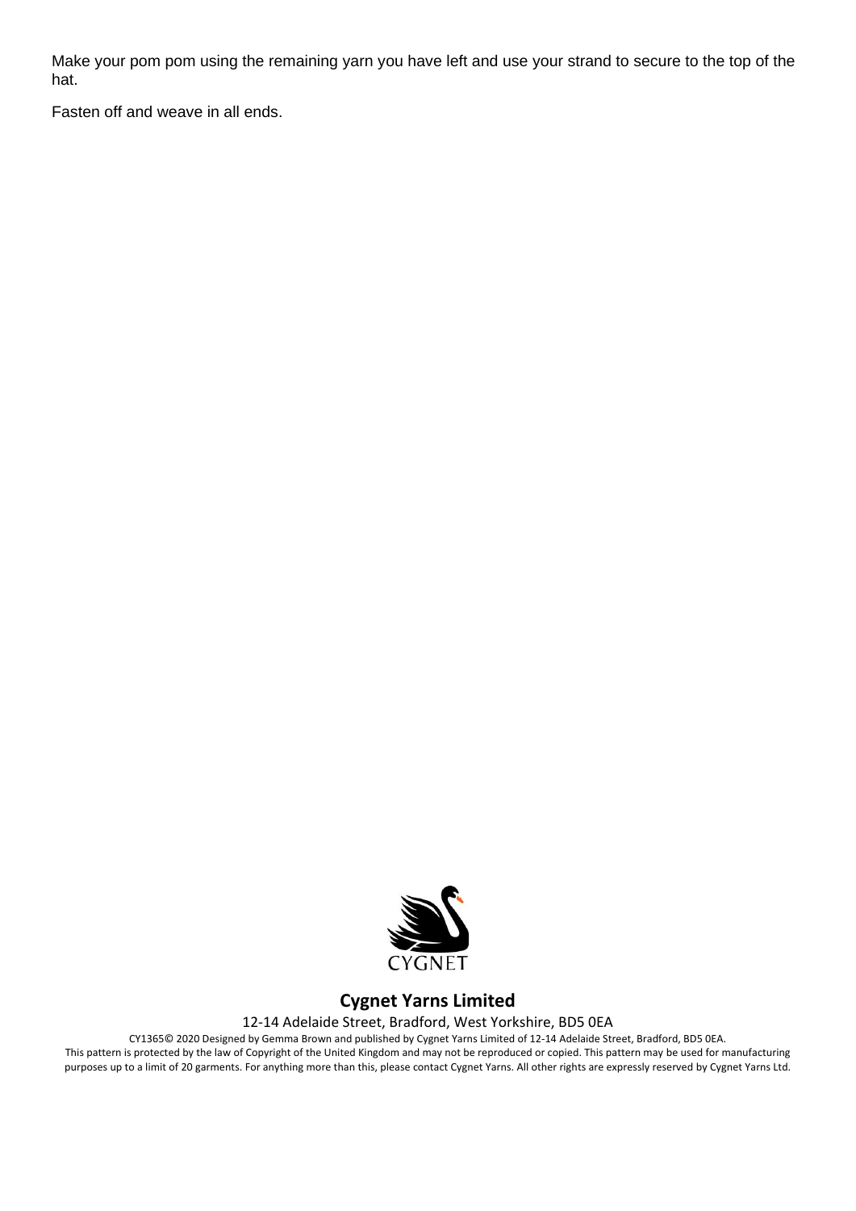Make your pom pom using the remaining yarn you have left and use your strand to secure to the top of the hat.

Fasten off and weave in all ends.

CYGNET

**Cygnet Yarns Limited**

12-14 Adelaide Street, Bradford, West Yorkshire, BD5 0EA

CY1365© 2020 Designed by Gemma Brown and published by Cygnet Yarns Limited of 12-14 Adelaide Street, Bradford, BD5 0EA.
This pattern is protected by the law of Copyright of the United Kingdom and may not be reproduced or copied. This pattern may be used for manufacturing purposes up to a limit of 20 garments. For anything more than this, please contact Cygnet Yarns. All other rights are expressly reserved by Cygnet Yarns Ltd.